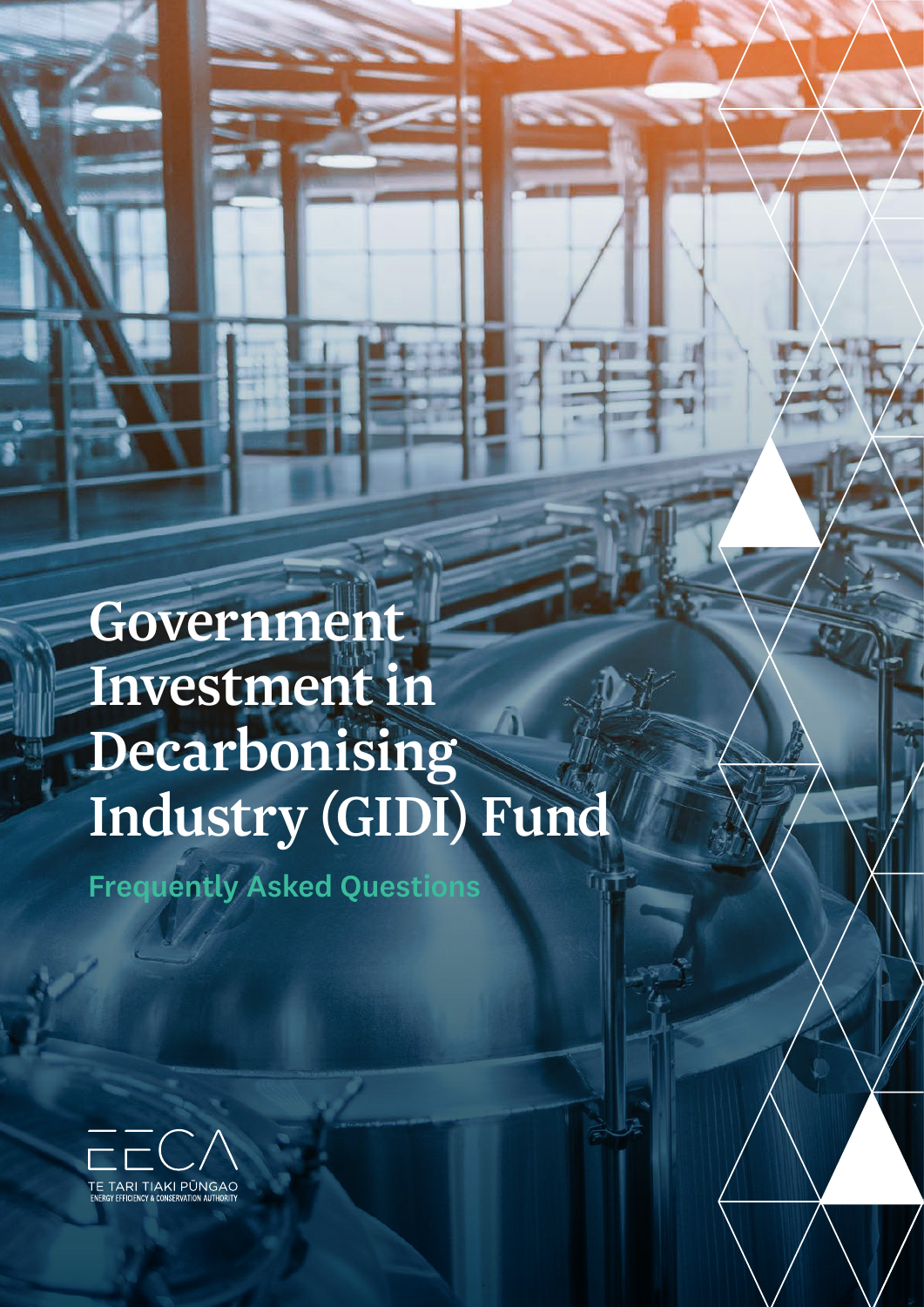# Government Investment in Decarbonising Industry (GIDI) Fund

## Frequently Asked Questions

TE TARI TIAKI PŪNGAO
ENERGY EFFICIENCY & CONSERVATION AUTHORITY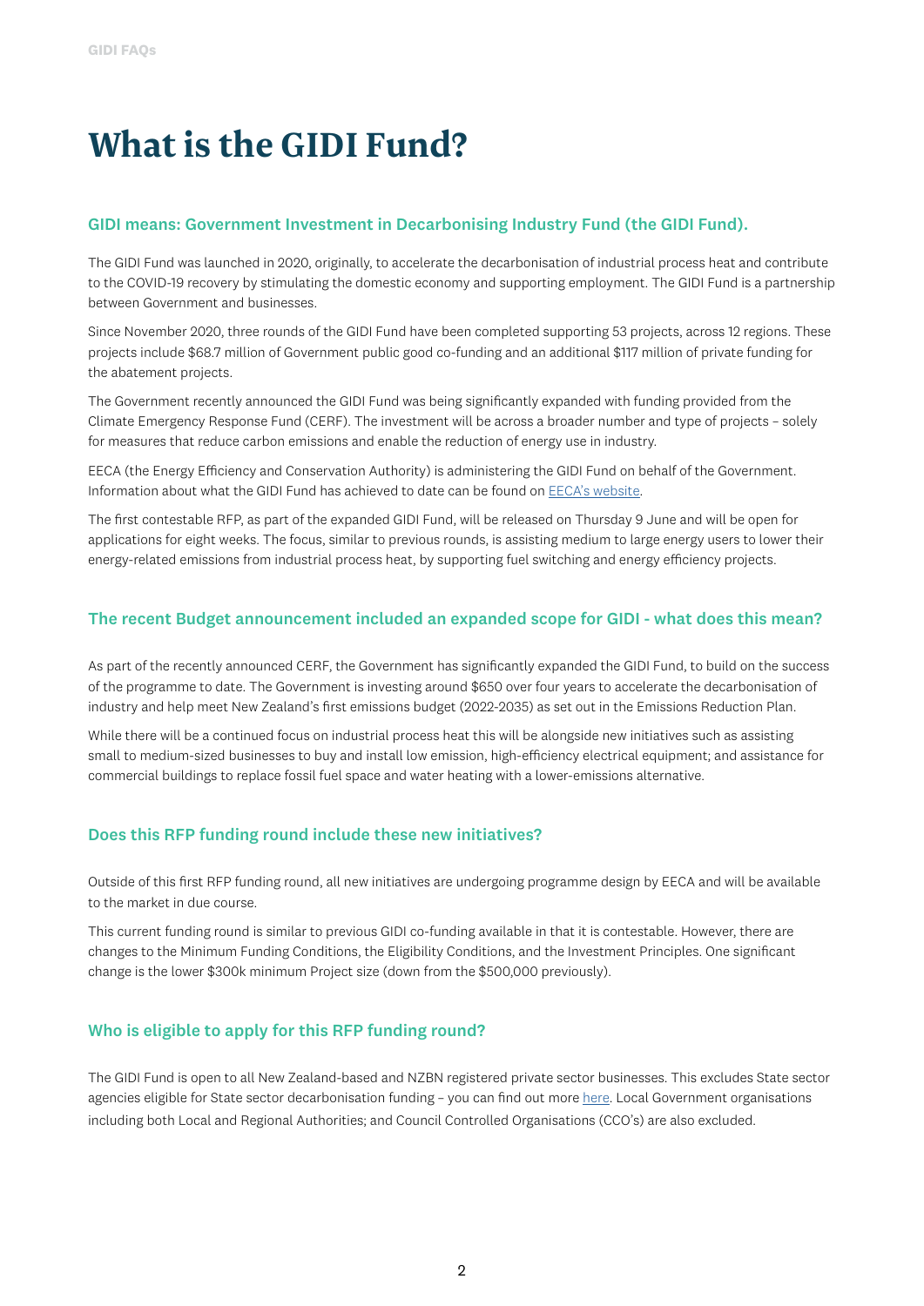# What is the GIDI Fund?

## GIDI means: Government Investment in Decarbonising Industry Fund (the GIDI Fund).

The GIDI Fund was launched in 2020, originally, to accelerate the decarbonisation of industrial process heat and contribute to the COVID-19 recovery by stimulating the domestic economy and supporting employment. The GIDI Fund is a partnership between Government and businesses.

Since November 2020, three rounds of the GIDI Fund have been completed supporting 53 projects, across 12 regions. These projects include $68.7 million of Government public good co-funding and an additional $117 million of private funding for the abatement projects.

The Government recently announced the GIDI Fund was being significantly expanded with funding provided from the Climate Emergency Response Fund (CERF). The investment will be across a broader number and type of projects – solely for measures that reduce carbon emissions and enable the reduction of energy use in industry.

EECA (the Energy Efficiency and Conservation Authority) is administering the GIDI Fund on behalf of the Government. Information about what the GIDI Fund has achieved to date can be found on [EECA's website](EECA's website).

The first contestable RFP, as part of the expanded GIDI Fund, will be released on Thursday 9 June and will be open for applications for eight weeks. The focus, similar to previous rounds, is assisting medium to large energy users to lower their energy-related emissions from industrial process heat, by supporting fuel switching and energy efficiency projects.

## The recent Budget announcement included an expanded scope for GIDI - what does this mean?

As part of the recently announced CERF, the Government has significantly expanded the GIDI Fund, to build on the success of the programme to date. The Government is investing around $650 over four years to accelerate the decarbonisation of industry and help meet New Zealand's first emissions budget (2022-2035) as set out in the Emissions Reduction Plan.

While there will be a continued focus on industrial process heat this will be alongside new initiatives such as assisting small to medium-sized businesses to buy and install low emission, high-efficiency electrical equipment; and assistance for commercial buildings to replace fossil fuel space and water heating with a lower-emissions alternative.

## Does this RFP funding round include these new initiatives?

Outside of this first RFP funding round, all new initiatives are undergoing programme design by EECA and will be available to the market in due course.

This current funding round is similar to previous GIDI co-funding available in that it is contestable. However, there are changes to the Minimum Funding Conditions, the Eligibility Conditions, and the Investment Principles. One significant change is the lower $300k minimum Project size (down from the $500,000 previously).

## Who is eligible to apply for this RFP funding round?

The GIDI Fund is open to all New Zealand-based and NZBN registered private sector businesses. This excludes State sector agencies eligible for State sector decarbonisation funding – you can find out more here. Local Government organisations including both Local and Regional Authorities; and Council Controlled Organisations (CCO's) are also excluded.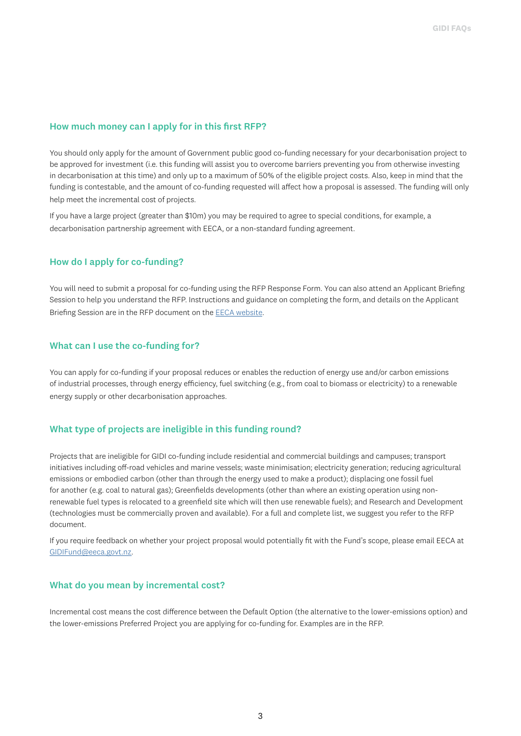## How much money can I apply for in this first RFP?

You should only apply for the amount of Government public good co-funding necessary for your decarbonisation project to be approved for investment (i.e. this funding will assist you to overcome barriers preventing you from otherwise investing in decarbonisation at this time) and only up to a maximum of 50% of the eligible project costs. Also, keep in mind that the funding is contestable, and the amount of co-funding requested will affect how a proposal is assessed. The funding will only help meet the incremental cost of projects.

If you have a large project (greater than $10m) you may be required to agree to special conditions, for example, a decarbonisation partnership agreement with EECA, or a non-standard funding agreement.

## How do I apply for co-funding?

You will need to submit a proposal for co-funding using the RFP Response Form. You can also attend an Applicant Briefing Session to help you understand the RFP. Instructions and guidance on completing the form, and details on the Applicant Briefing Session are in the RFP document on the [EECA website](#).

## What can I use the co-funding for?

You can apply for co-funding if your proposal reduces or enables the reduction of energy use and/or carbon emissions of industrial processes, through energy efficiency, fuel switching (e.g., from coal to biomass or electricity) to a renewable energy supply or other decarbonisation approaches.

## What type of projects are ineligible in this funding round?

Projects that are ineligible for GIDI co-funding include residential and commercial buildings and campuses; transport initiatives including off-road vehicles and marine vessels; waste minimisation; electricity generation; reducing agricultural emissions or embodied carbon (other than through the energy used to make a product); displacing one fossil fuel for another (e.g. coal to natural gas); Greenfields developments (other than where an existing operation using non-renewable fuel types is relocated to a greenfield site which will then use renewable fuels); and Research and Development (technologies must be commercially proven and available). For a full and complete list, we suggest you refer to the RFP document.

If you require feedback on whether your project proposal would potentially fit with the Fund's scope, please email EECA at [GIDIFund@eeca.govt.nz](mailto:GIDIFund@eeca.govt.nz).

## What do you mean by incremental cost?

Incremental cost means the cost difference between the Default Option (the alternative to the lower-emissions option) and the lower-emissions Preferred Project you are applying for co-funding for. Examples are in the RFP.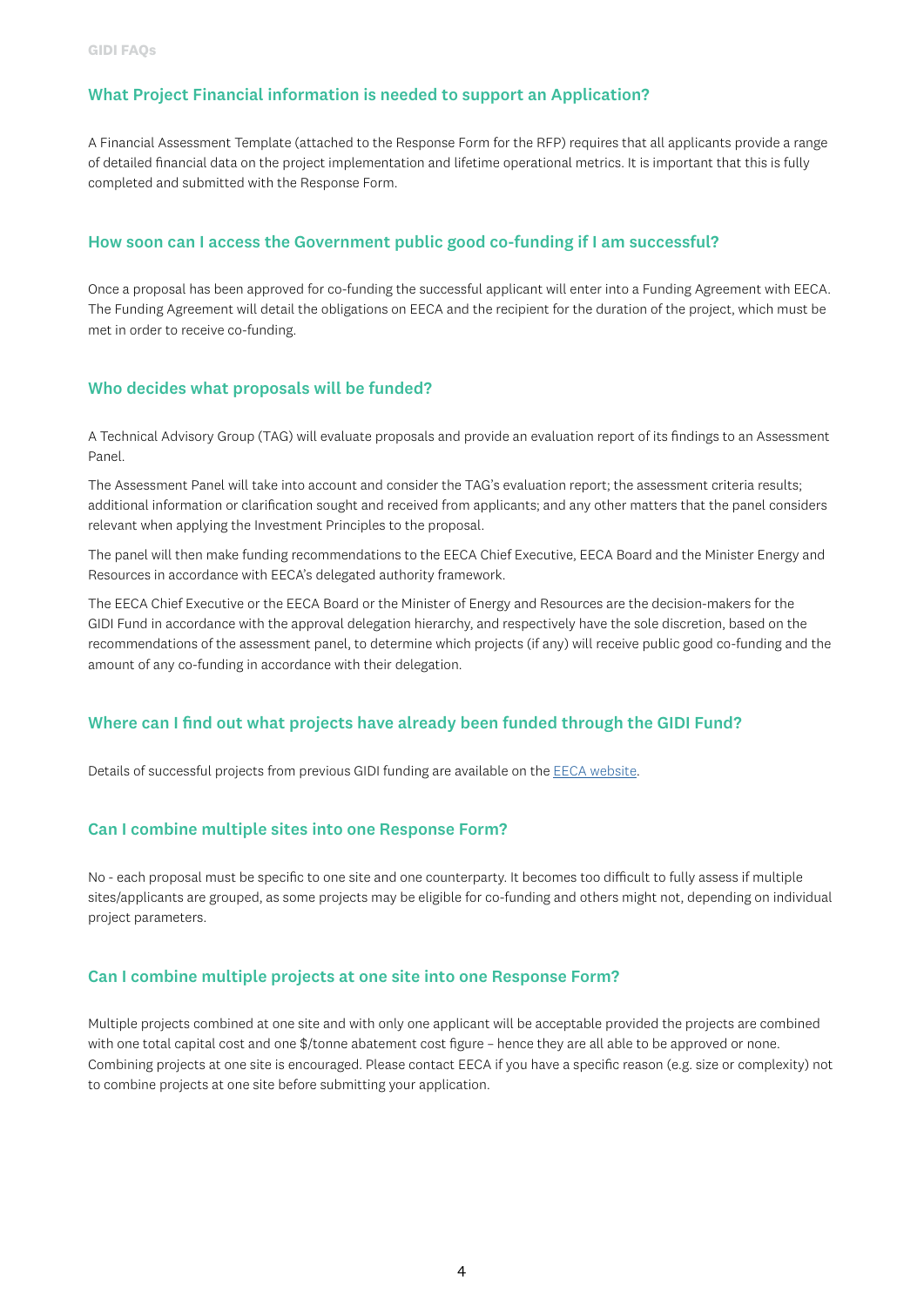## What Project Financial information is needed to support an Application?

A Financial Assessment Template (attached to the Response Form for the RFP) requires that all applicants provide a range of detailed financial data on the project implementation and lifetime operational metrics. It is important that this is fully completed and submitted with the Response Form.

## How soon can I access the Government public good co-funding if I am successful?

Once a proposal has been approved for co-funding the successful applicant will enter into a Funding Agreement with EECA. The Funding Agreement will detail the obligations on EECA and the recipient for the duration of the project, which must be met in order to receive co-funding.

## Who decides what proposals will be funded?

A Technical Advisory Group (TAG) will evaluate proposals and provide an evaluation report of its findings to an Assessment Panel.

The Assessment Panel will take into account and consider the TAG's evaluation report; the assessment criteria results; additional information or clarification sought and received from applicants; and any other matters that the panel considers relevant when applying the Investment Principles to the proposal.

The panel will then make funding recommendations to the EECA Chief Executive, EECA Board and the Minister Energy and Resources in accordance with EECA's delegated authority framework.

The EECA Chief Executive or the EECA Board or the Minister of Energy and Resources are the decision-makers for the GIDI Fund in accordance with the approval delegation hierarchy, and respectively have the sole discretion, based on the recommendations of the assessment panel, to determine which projects (if any) will receive public good co-funding and the amount of any co-funding in accordance with their delegation.

## Where can I find out what projects have already been funded through the GIDI Fund?

Details of successful projects from previous GIDI funding are available on the [EECA website](#).

## Can I combine multiple sites into one Response Form?

No - each proposal must be specific to one site and one counterparty. It becomes too difficult to fully assess if multiple sites/applicants are grouped, as some projects may be eligible for co-funding and others might not, depending on individual project parameters.

## Can I combine multiple projects at one site into one Response Form?

Multiple projects combined at one site and with only one applicant will be acceptable provided the projects are combined with one total capital cost and one $/tonne abatement cost figure – hence they are all able to be approved or none. Combining projects at one site is encouraged. Please contact EECA if you have a specific reason (e.g. size or complexity) not to combine projects at one site before submitting your application.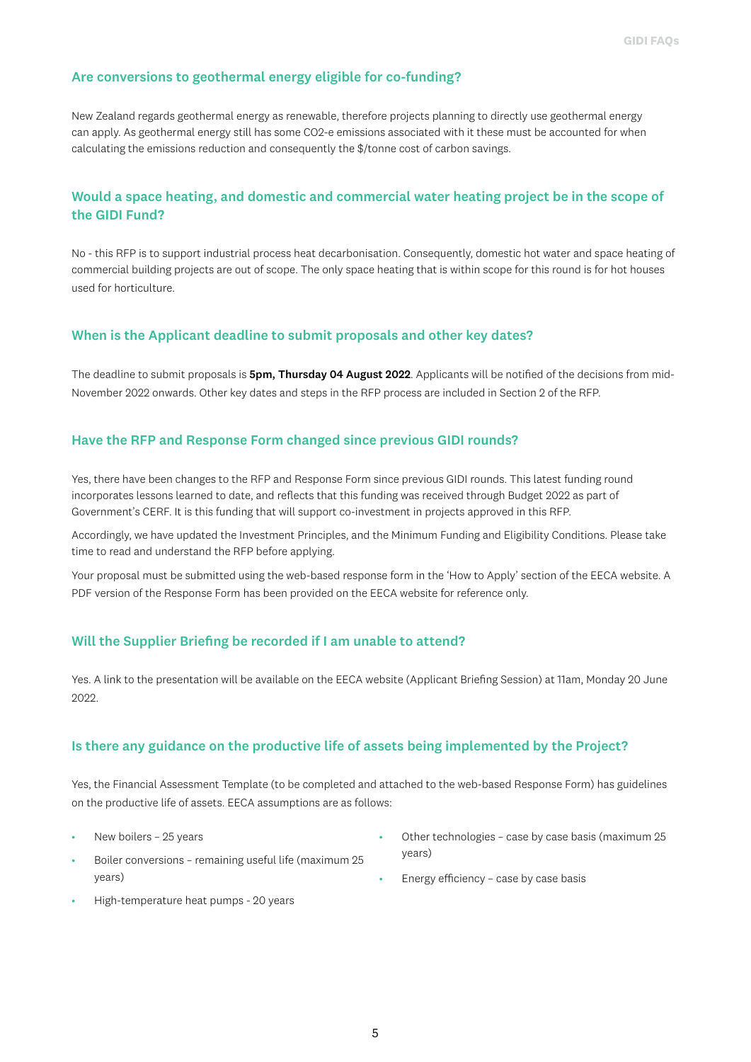### Are conversions to geothermal energy eligible for co-funding?

New Zealand regards geothermal energy as renewable, therefore projects planning to directly use geothermal energy can apply. As geothermal energy still has some $CO_2$-e emissions associated with it these must be accounted for when calculating the emissions reduction and consequently the $/tonne cost of carbon savings.

### Would a space heating, and domestic and commercial water heating project be in the scope of the GIDI Fund?

No - this RFP is to support industrial process heat decarbonisation. Consequently, domestic hot water and space heating of commercial building projects are out of scope. The only space heating that is within scope for this round is for hot houses used for horticulture.

### When is the Applicant deadline to submit proposals and other key dates?

The deadline to submit proposals is **5pm, Thursday 04 August 2022**. Applicants will be notified of the decisions from mid-November 2022 onwards. Other key dates and steps in the RFP process are included in Section 2 of the RFP.

### Have the RFP and Response Form changed since previous GIDI rounds?

Yes, there have been changes to the RFP and Response Form since previous GIDI rounds. This latest funding round incorporates lessons learned to date, and reflects that this funding was received through Budget 2022 as part of Government's CERF. It is this funding that will support co-investment in projects approved in this RFP.

Accordingly, we have updated the Investment Principles, and the Minimum Funding and Eligibility Conditions. Please take time to read and understand the RFP before applying.

Your proposal must be submitted using the web-based response form in the 'How to Apply' section of the EECA website. A PDF version of the Response Form has been provided on the EECA website for reference only.

### Will the Supplier Briefing be recorded if I am unable to attend?

Yes. A link to the presentation will be available on the EECA website (Applicant Briefing Session) at 11am, Monday 20 June 2022.

### Is there any guidance on the productive life of assets being implemented by the Project?

Yes, the Financial Assessment Template (to be completed and attached to the web-based Response Form) has guidelines on the productive life of assets. EECA assumptions are as follows:

- New boilers – 25 years
- Boiler conversions – remaining useful life (maximum 25 years)
- High-temperature heat pumps - 20 years
- Other technologies – case by case basis (maximum 25 years)
- Energy efficiency – case by case basis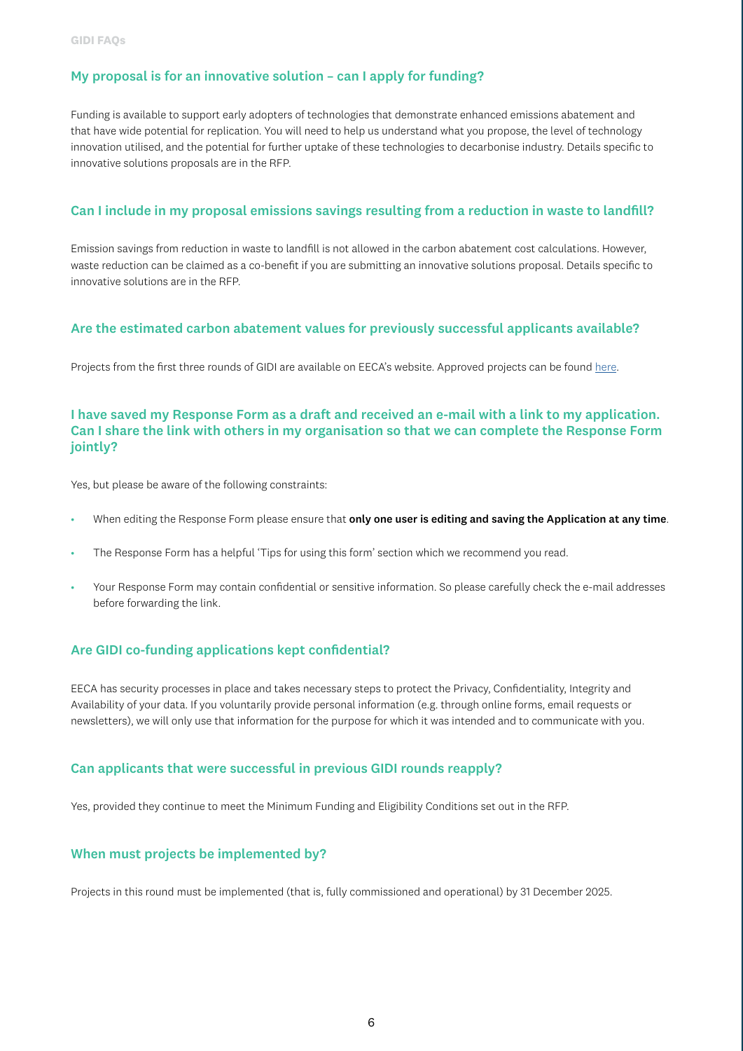### My proposal is for an innovative solution – can I apply for funding?

Funding is available to support early adopters of technologies that demonstrate enhanced emissions abatement and that have wide potential for replication. You will need to help us understand what you propose, the level of technology innovation utilised, and the potential for further uptake of these technologies to decarbonise industry. Details specific to innovative solutions proposals are in the RFP.

### Can I include in my proposal emissions savings resulting from a reduction in waste to landfill?

Emission savings from reduction in waste to landfill is not allowed in the carbon abatement cost calculations. However, waste reduction can be claimed as a co-benefit if you are submitting an innovative solutions proposal. Details specific to innovative solutions are in the RFP.

### Are the estimated carbon abatement values for previously successful applicants available?

Projects from the first three rounds of GIDI are available on EECA's website. Approved projects can be found here.

### I have saved my Response Form as a draft and received an e-mail with a link to my application. Can I share the link with others in my organisation so that we can complete the Response Form jointly?

Yes, but please be aware of the following constraints:

- When editing the Response Form please ensure that **only one user is editing and saving the Application at any time**.
- The Response Form has a helpful 'Tips for using this form' section which we recommend you read.
- Your Response Form may contain confidential or sensitive information. So please carefully check the e-mail addresses before forwarding the link.

### Are GIDI co-funding applications kept confidential?

EECA has security processes in place and takes necessary steps to protect the Privacy, Confidentiality, Integrity and Availability of your data. If you voluntarily provide personal information (e.g. through online forms, email requests or newsletters), we will only use that information for the purpose for which it was intended and to communicate with you.

### Can applicants that were successful in previous GIDI rounds reapply?

Yes, provided they continue to meet the Minimum Funding and Eligibility Conditions set out in the RFP.

### When must projects be implemented by?

Projects in this round must be implemented (that is, fully commissioned and operational) by 31 December 2025.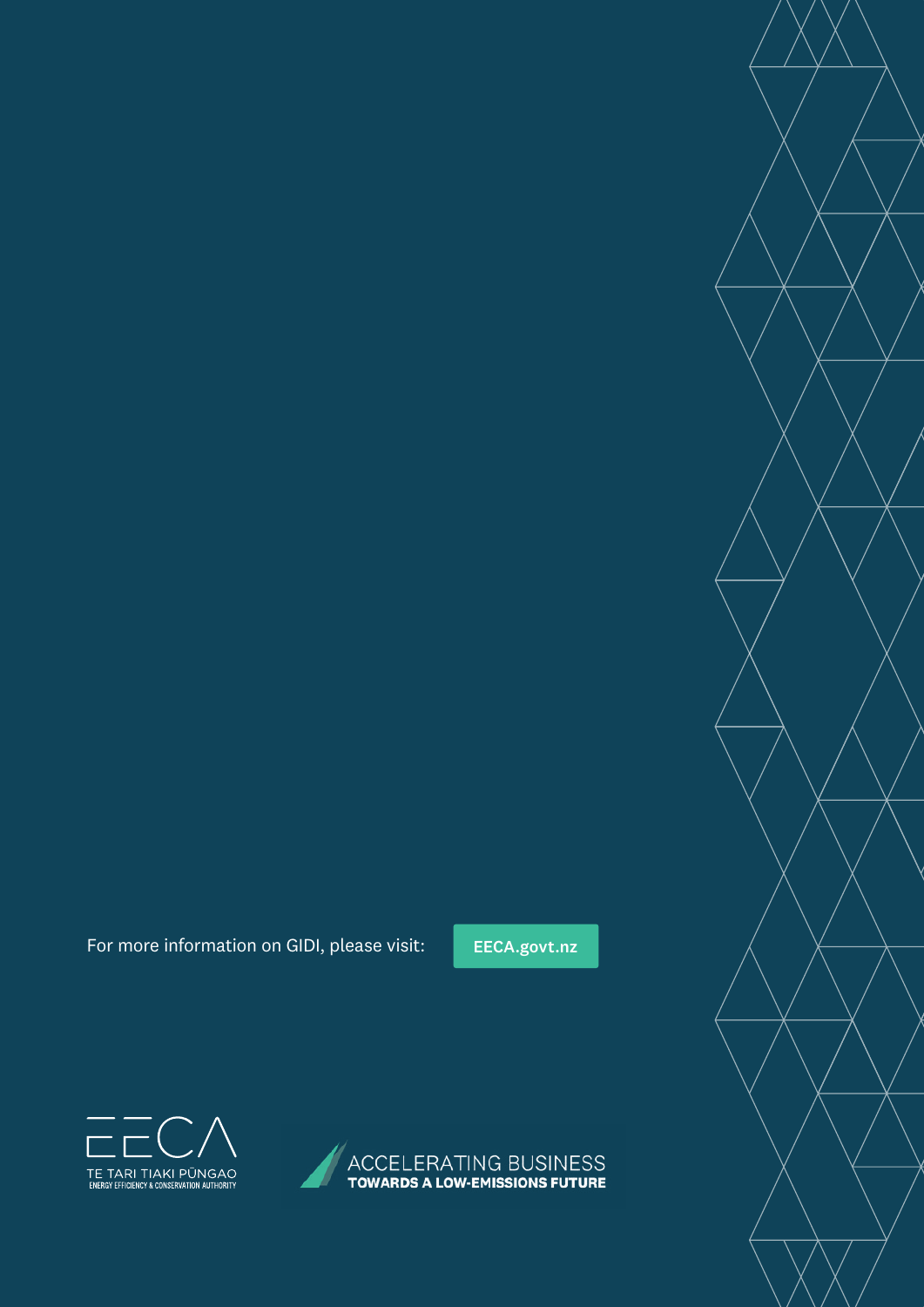For more information on GIDI, please visit: EECA.govt.nz

EECA
TE TARI TIAKI PŪNGAO
ENERGY EFFICIENCY & CONSERVATION AUTHORITY

ACCELERATING BUSINESS
**TOWARDS A LOW-EMISSIONS FUTURE**